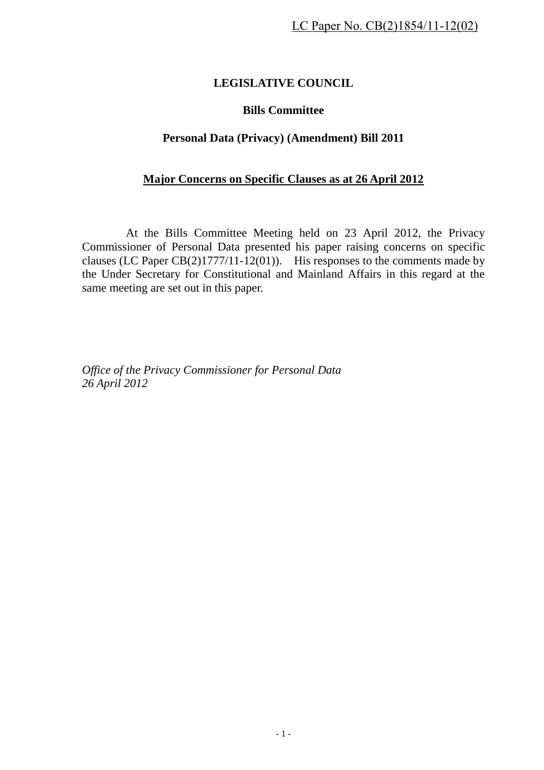LC Paper No. CB(2)1854/11-12(02)

**LEGISLATIVE COUNCIL**

**Bills Committee**

**Personal Data (Privacy) (Amendment) Bill 2011**

**<u>Major Concerns on Specific Clauses as at 26 April 2012</u>**

At the Bills Committee Meeting held on 23 April 2012, the Privacy Commissioner of Personal Data presented his paper raising concerns on specific clauses (LC Paper CB(2)1777/11-12(01)). His responses to the comments made by the Under Secretary for Constitutional and Mainland Affairs in this regard at the same meeting are set out in this paper.

*Office of the Privacy Commissioner for Personal Data*
*26 April 2012*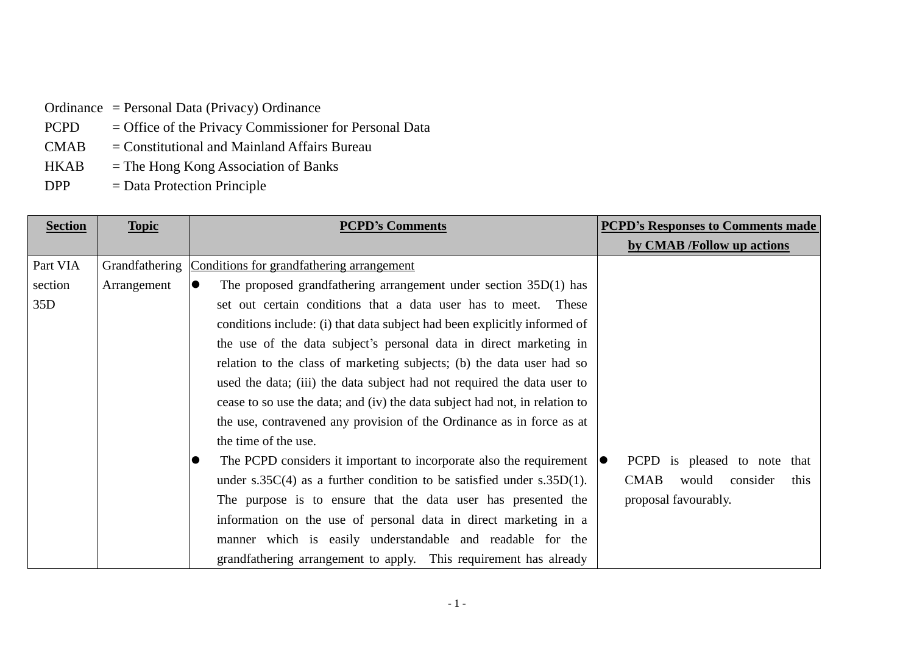Ordinance = Personal Data (Privacy) Ordinance
PCPD = Office of the Privacy Commissioner for Personal Data
CMAB = Constitutional and Mainland Affairs Bureau
HKAB = The Hong Kong Association of Banks
DPP = Data Protection Principle

| **Section** | **Topic** | **PCPD's Comments** | **PCPD's Responses to Comments made by CMAB /Follow up actions** |
|---|---|---|---|
| Part VIA section 35D | Grandfathering Arrangement | Conditions for grandfathering arrangement<br>● The proposed grandfathering arrangement under section 35D(1) has set out certain conditions that a data user has to meet. These conditions include: (i) that data subject had been explicitly informed of the use of the data subject's personal data in direct marketing in relation to the class of marketing subjects; (b) the data user had so used the data; (iii) the data subject had not required the data user to cease to so use the data; and (iv) the data subject had not, in relation to the use, contravened any provision of the Ordinance as in force as at the time of the use.<br>● The PCPD considers it important to incorporate also the requirement under s.35C(4) as a further condition to be satisfied under s.35D(1). The purpose is to ensure that the data user has presented the information on the use of personal data in direct marketing in a manner which is easily understandable and readable for the grandfathering arrangement to apply. This requirement has already | ● PCPD is pleased to note that CMAB would consider this proposal favourably. |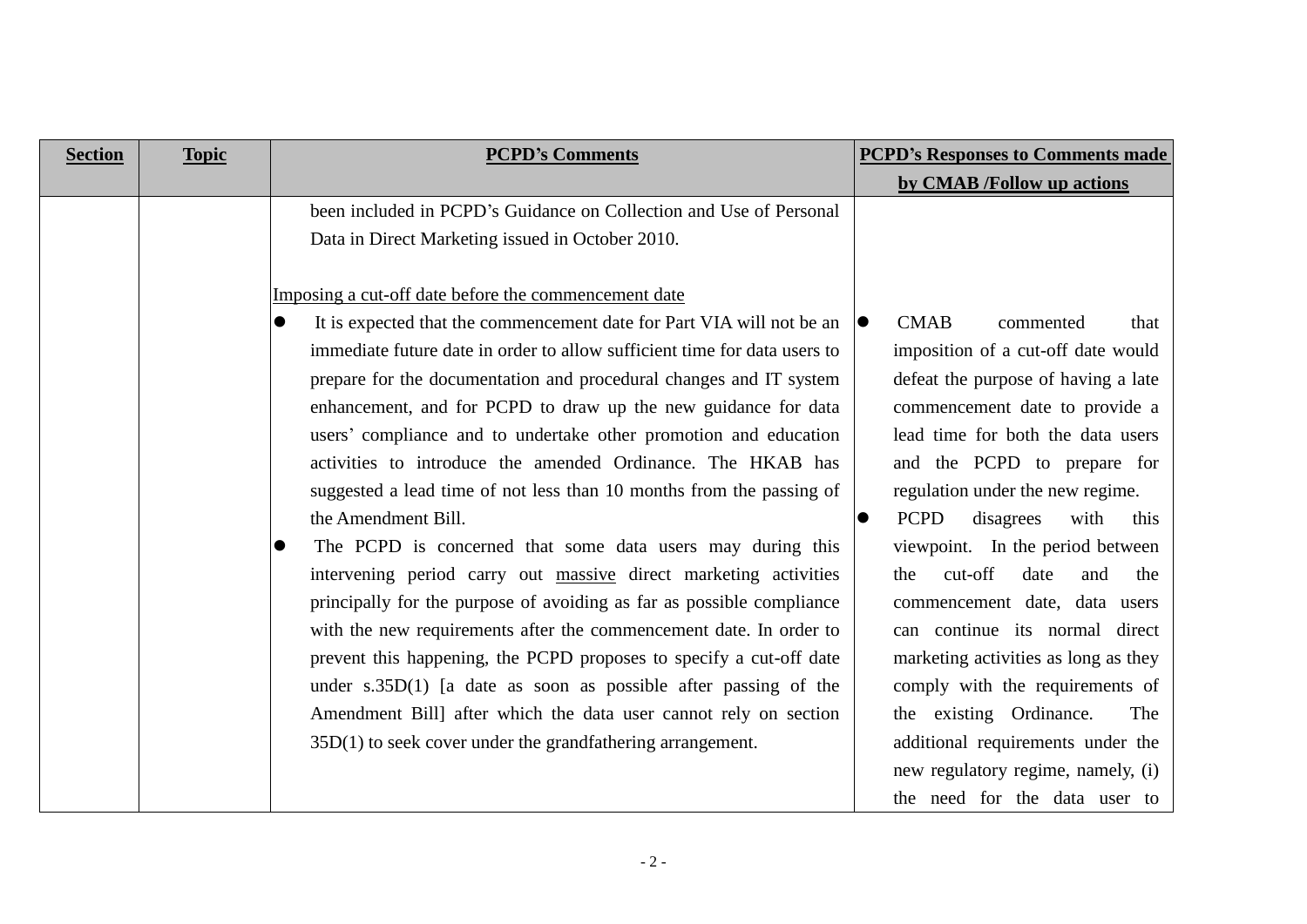| Section | Topic | PCPD's Comments | PCPD's Responses to Comments made by CMAB /Follow up actions |
|---|---|---|---|
| | | been included in PCPD's Guidance on Collection and Use of Personal Data in Direct Marketing issued in October 2010.<br><br><u>Imposing a cut-off date before the commencement date</u><br>● It is expected that the commencement date for Part VIA will not be an immediate future date in order to allow sufficient time for data users to prepare for the documentation and procedural changes and IT system enhancement, and for PCPD to draw up the new guidance for data users' compliance and to undertake other promotion and education activities to introduce the amended Ordinance. The HKAB has suggested a lead time of not less than 10 months from the passing of the Amendment Bill.<br>● The PCPD is concerned that some data users may during this intervening period carry out <u>massive</u> direct marketing activities principally for the purpose of avoiding as far as possible compliance with the new requirements after the commencement date. In order to prevent this happening, the PCPD proposes to specify a cut-off date under s.35D(1) [a date as soon as possible after passing of the Amendment Bill] after which the data user cannot rely on section 35D(1) to seek cover under the grandfathering arrangement. | ● CMAB commented that imposition of a cut-off date would defeat the purpose of having a late commencement date to provide a lead time for both the data users and the PCPD to prepare for regulation under the new regime.<br>● PCPD disagrees with this viewpoint. In the period between the cut-off date and the commencement date, data users can continue its normal direct marketing activities as long as they comply with the requirements of the existing Ordinance. The additional requirements under the new regulatory regime, namely, (i) the need for the data user to |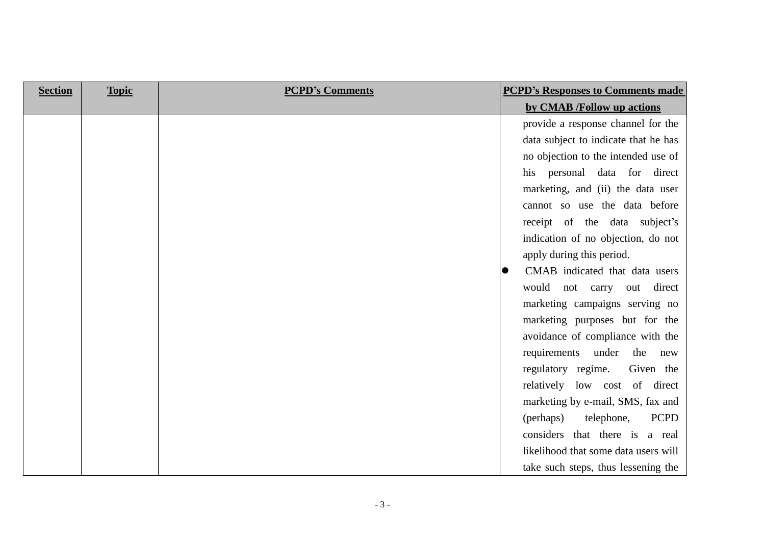| Section | Topic | PCPD's Comments | PCPD's Responses to Comments made by CMAB /Follow up actions |
|---|---|---|---|
| | | | provide a response channel for the data subject to indicate that he has no objection to the intended use of his personal data for direct marketing, and (ii) the data user cannot so use the data before receipt of the data subject's indication of no objection, do not apply during this period.<br>● CMAB indicated that data users would not carry out direct marketing campaigns serving no marketing purposes but for the avoidance of compliance with the requirements under the new regulatory regime. Given the relatively low cost of direct marketing by e-mail, SMS, fax and (perhaps) telephone, PCPD considers that there is a real likelihood that some data users will take such steps, thus lessening the |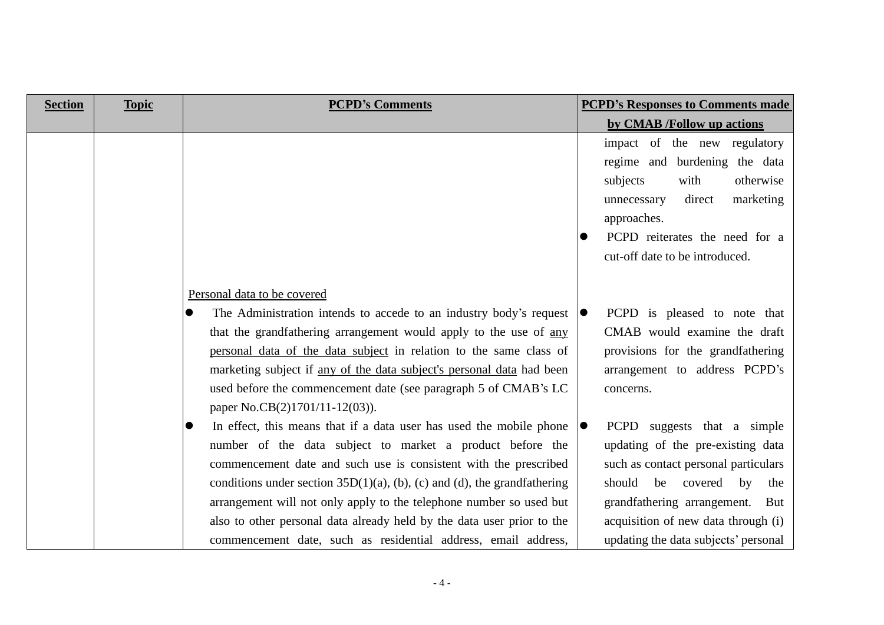| Section | Topic | PCPD's Comments | PCPD's Responses to Comments made by CMAB /Follow up actions |
| --- | --- | --- | --- |
| | | | impact of the new regulatory regime and burdening the data subjects with otherwise unnecessary direct marketing approaches.<br>● PCPD reiterates the need for a cut-off date to be introduced. |
| | | Personal data to be covered<br>● The Administration intends to accede to an industry body's request that the grandfathering arrangement would apply to the use of any personal data of the data subject in relation to the same class of marketing subject if any of the data subject's personal data had been used before the commencement date (see paragraph 5 of CMAB's LC paper No.CB(2)1701/11-12(03)). | ● PCPD is pleased to note that CMAB would examine the draft provisions for the grandfathering arrangement to address PCPD's concerns. |
| | | ● In effect, this means that if a data user has used the mobile phone number of the data subject to market a product before the commencement date and such use is consistent with the prescribed conditions under section 35D(1)(a), (b), (c) and (d), the grandfathering arrangement will not only apply to the telephone number so used but also to other personal data already held by the data user prior to the commencement date, such as residential address, email address, | ● PCPD suggests that a simple updating of the pre-existing data such as contact personal particulars should be covered by the grandfathering arrangement. But acquisition of new data through (i) updating the data subjects' personal |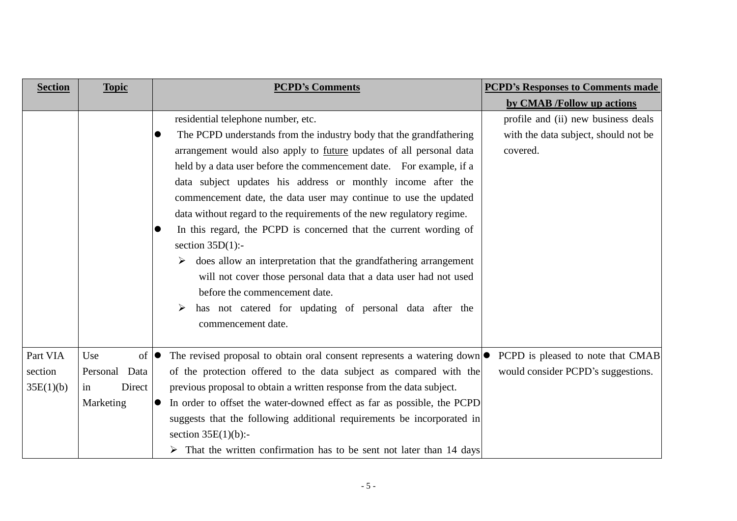| **Section** | **Topic** | **PCPD's Comments** | **PCPD's Responses to Comments made by CMAB /Follow up actions** |
|---|---|---|---|
| | | residential telephone number, etc.<br>● The PCPD understands from the industry body that the grandfathering arrangement would also apply to <u>future</u> updates of all personal data held by a data user before the commencement date. For example, if a data subject updates his address or monthly income after the commencement date, the data user may continue to use the updated data without regard to the requirements of the new regulatory regime.<br>● In this regard, the PCPD is concerned that the current wording of section 35D(1):-<br>➢ does allow an interpretation that the grandfathering arrangement will not cover those personal data that a data user had not used before the commencement date.<br>➢ has not catered for updating of personal data after the commencement date. | profile and (ii) new business deals with the data subject, should not be covered. |
| Part VIA section 35E(1)(b) | Use of Personal Data in Direct Marketing | ● The revised proposal to obtain oral consent represents a watering down of the protection offered to the data subject as compared with the previous proposal to obtain a written response from the data subject.<br>● In order to offset the water-downed effect as far as possible, the PCPD suggests that the following additional requirements be incorporated in section 35E(1)(b):-<br>➢ That the written confirmation has to be sent not later than 14 days | ● PCPD is pleased to note that CMAB would consider PCPD's suggestions. |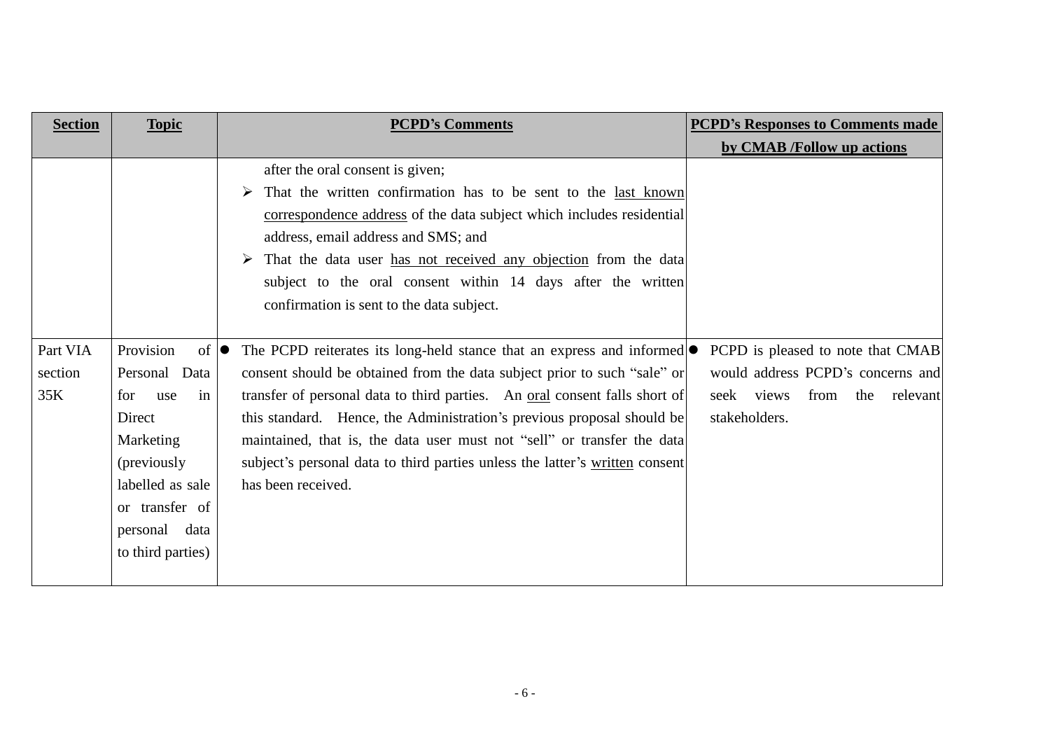| **Section** | **Topic** | **PCPD's Comments** | **PCPD's Responses to Comments made by CMAB /Follow up actions** |
|---|---|---|---|
| | | after the oral consent is given;<br>➢ That the written confirmation has to be sent to the last known correspondence address of the data subject which includes residential address, email address and SMS; and<br>➢ That the data user has not received any objection from the data subject to the oral consent within 14 days after the written confirmation is sent to the data subject. | |
| Part VIA section 35K | Provision of Personal Data for use in Direct Marketing (previously labelled as sale or transfer of personal data to third parties) | ● The PCPD reiterates its long-held stance that an express and informed consent should be obtained from the data subject prior to such "sale" or transfer of personal data to third parties. An oral consent falls short of this standard. Hence, the Administration's previous proposal should be maintained, that is, the data user must not "sell" or transfer the data subject's personal data to third parties unless the latter's written consent has been received. | ● PCPD is pleased to note that CMAB would address PCPD's concerns and seek views from the relevant stakeholders. |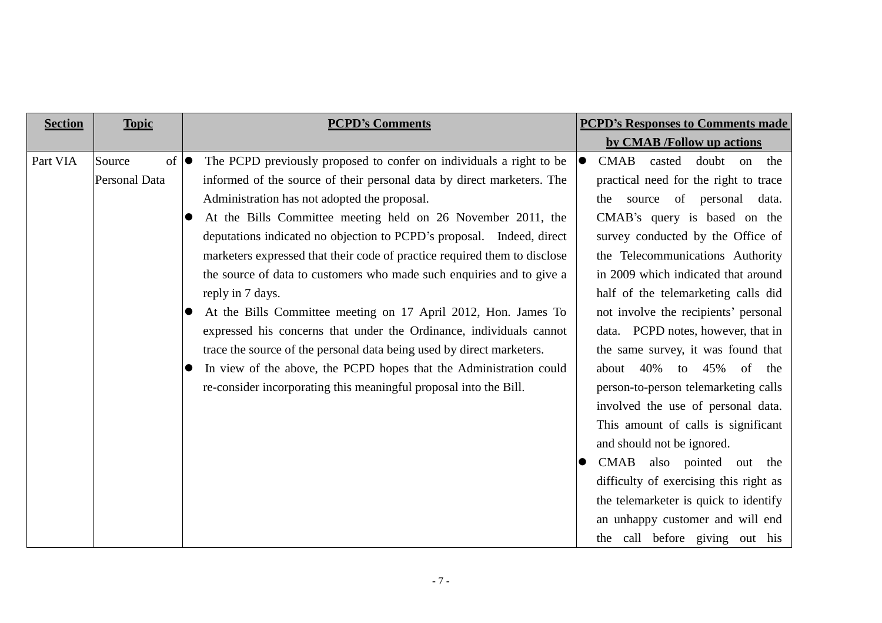| Section | Topic | PCPD's Comments | PCPD's Responses to Comments made by CMAB /Follow up actions |
|---|---|---|---|
| Part VIA | Source of Personal Data | ● The PCPD previously proposed to confer on individuals a right to be informed of the source of their personal data by direct marketers. The Administration has not adopted the proposal.<br>● At the Bills Committee meeting held on 26 November 2011, the deputations indicated no objection to PCPD's proposal. Indeed, direct marketers expressed that their code of practice required them to disclose the source of data to customers who made such enquiries and to give a reply in 7 days.<br>● At the Bills Committee meeting on 17 April 2012, Hon. James To expressed his concerns that under the Ordinance, individuals cannot trace the source of the personal data being used by direct marketers.<br>● In view of the above, the PCPD hopes that the Administration could re-consider incorporating this meaningful proposal into the Bill. | ● CMAB casted doubt on the practical need for the right to trace the source of personal data. CMAB's query is based on the survey conducted by the Office of the Telecommunications Authority in 2009 which indicated that around half of the telemarketing calls did not involve the recipients' personal data. PCPD notes, however, that in the same survey, it was found that about 40% to 45% of the person-to-person telemarketing calls involved the use of personal data. This amount of calls is significant and should not be ignored.<br>● CMAB also pointed out the difficulty of exercising this right as the telemarketer is quick to identify an unhappy customer and will end the call before giving out his |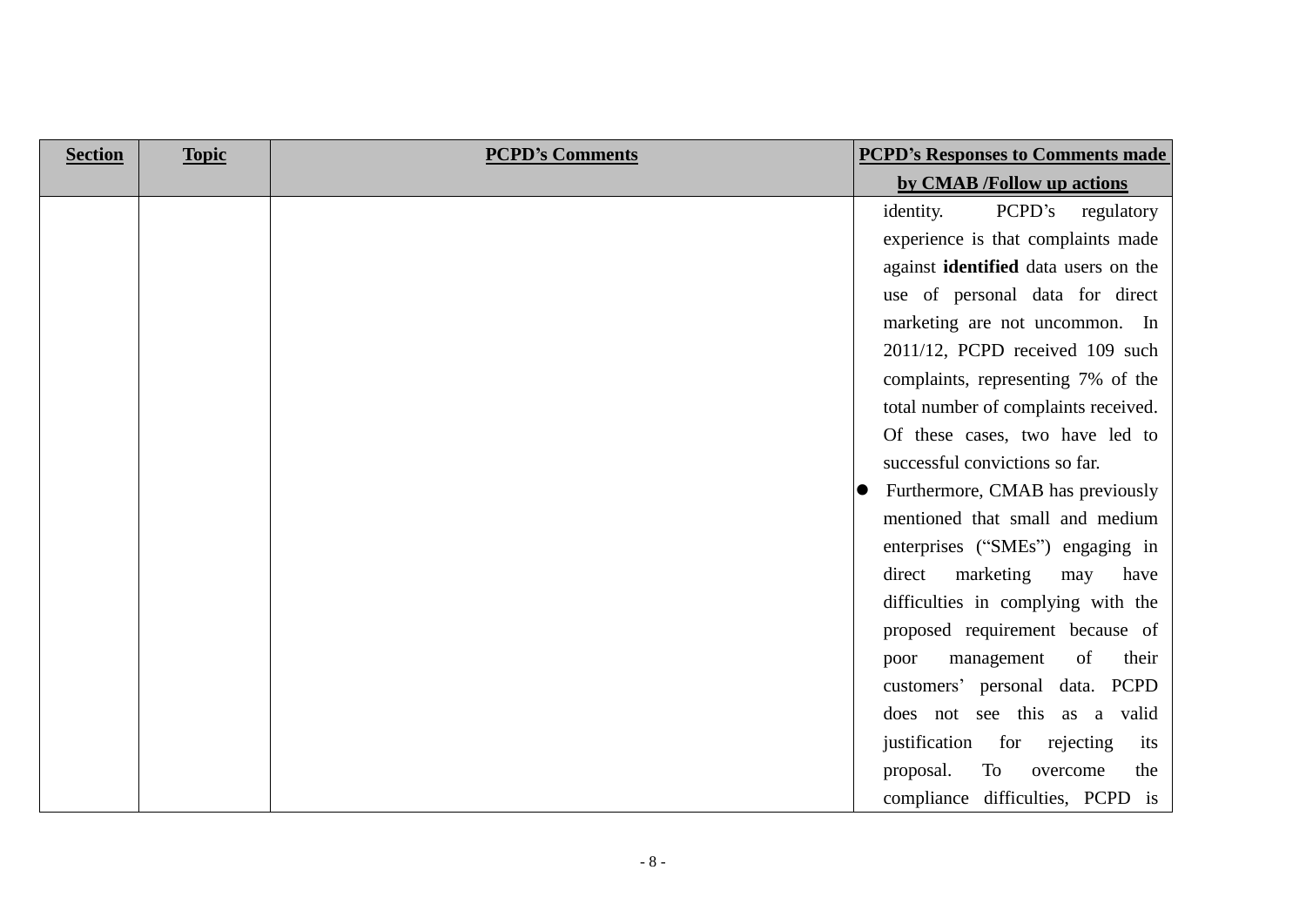| Section | Topic | PCPD's Comments | PCPD's Responses to Comments made by CMAB /Follow up actions |
|---|---|---|---|
| | | | identity. PCPD's regulatory experience is that complaints made against **identified** data users on the use of personal data for direct marketing are not uncommon. In 2011/12, PCPD received 109 such complaints, representing 7% of the total number of complaints received. Of these cases, two have led to successful convictions so far.<br>● Furthermore, CMAB has previously mentioned that small and medium enterprises ("SMEs") engaging in direct marketing may have difficulties in complying with the proposed requirement because of poor management of their customers' personal data. PCPD does not see this as a valid justification for rejecting its proposal. To overcome the compliance difficulties, PCPD is |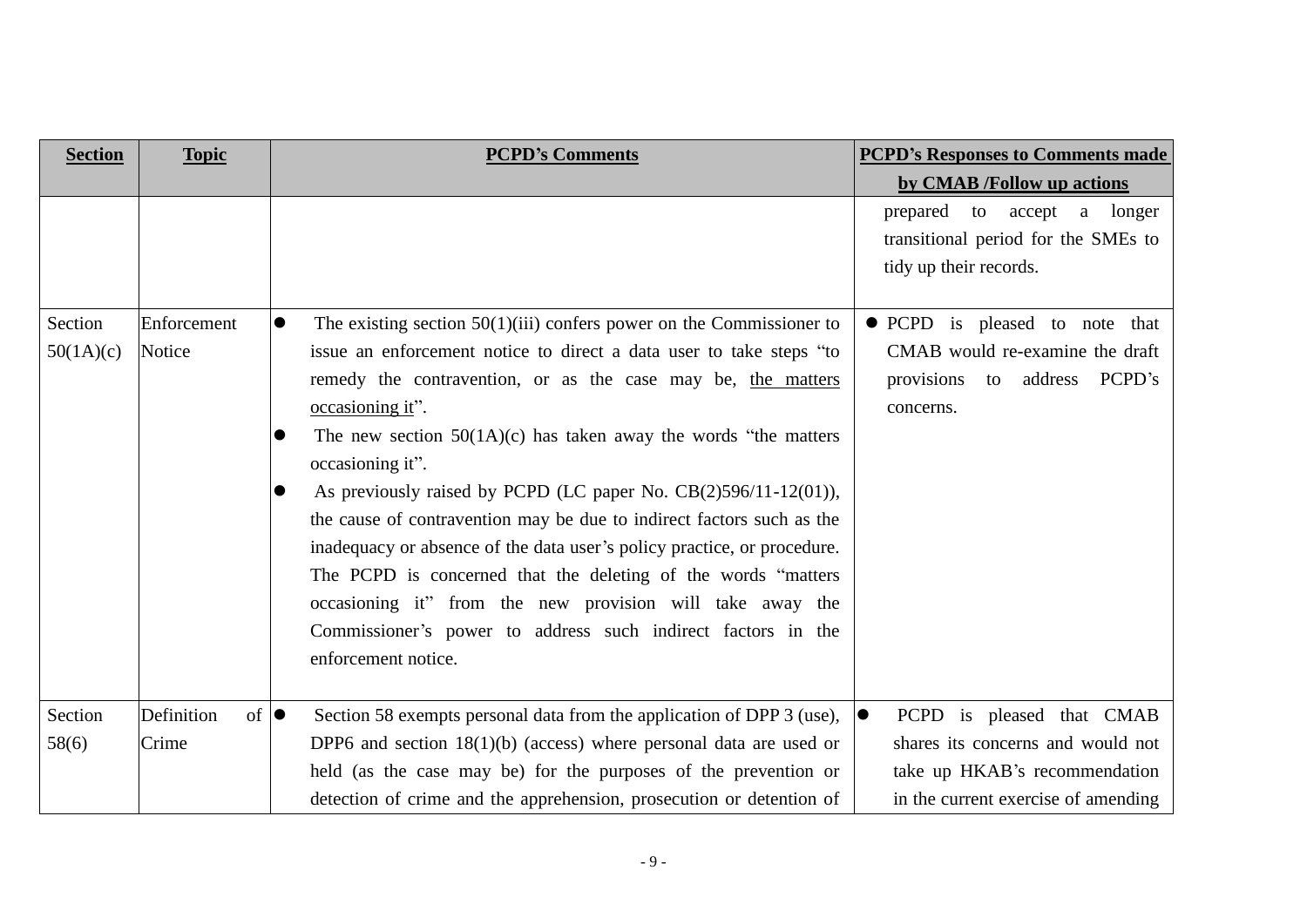| Section | Topic | PCPD's Comments | PCPD's Responses to Comments made by CMAB /Follow up actions |
|---|---|---|---|
| | | | prepared to accept a longer transitional period for the SMEs to tidy up their records. |
| Section 50(1A)(c) | Enforcement Notice | ● The existing section 50(1)(iii) confers power on the Commissioner to issue an enforcement notice to direct a data user to take steps "to remedy the contravention, or as the case may be, <u>the matters occasioning it</u>".<br>● The new section 50(1A)(c) has taken away the words "the matters occasioning it".<br>● As previously raised by PCPD (LC paper No. CB(2)596/11-12(01)), the cause of contravention may be due to indirect factors such as the inadequacy or absence of the data user's policy practice, or procedure. The PCPD is concerned that the deleting of the words "matters occasioning it" from the new provision will take away the Commissioner's power to address such indirect factors in the enforcement notice. | ● PCPD is pleased to note that CMAB would re-examine the draft provisions to address PCPD's concerns. |
| Section 58(6) | Definition of Crime | ● Section 58 exempts personal data from the application of DPP 3 (use), DPP6 and section 18(1)(b) (access) where personal data are used or held (as the case may be) for the purposes of the prevention or detection of crime and the apprehension, prosecution or detention of | ● PCPD is pleased that CMAB shares its concerns and would not take up HKAB's recommendation in the current exercise of amending |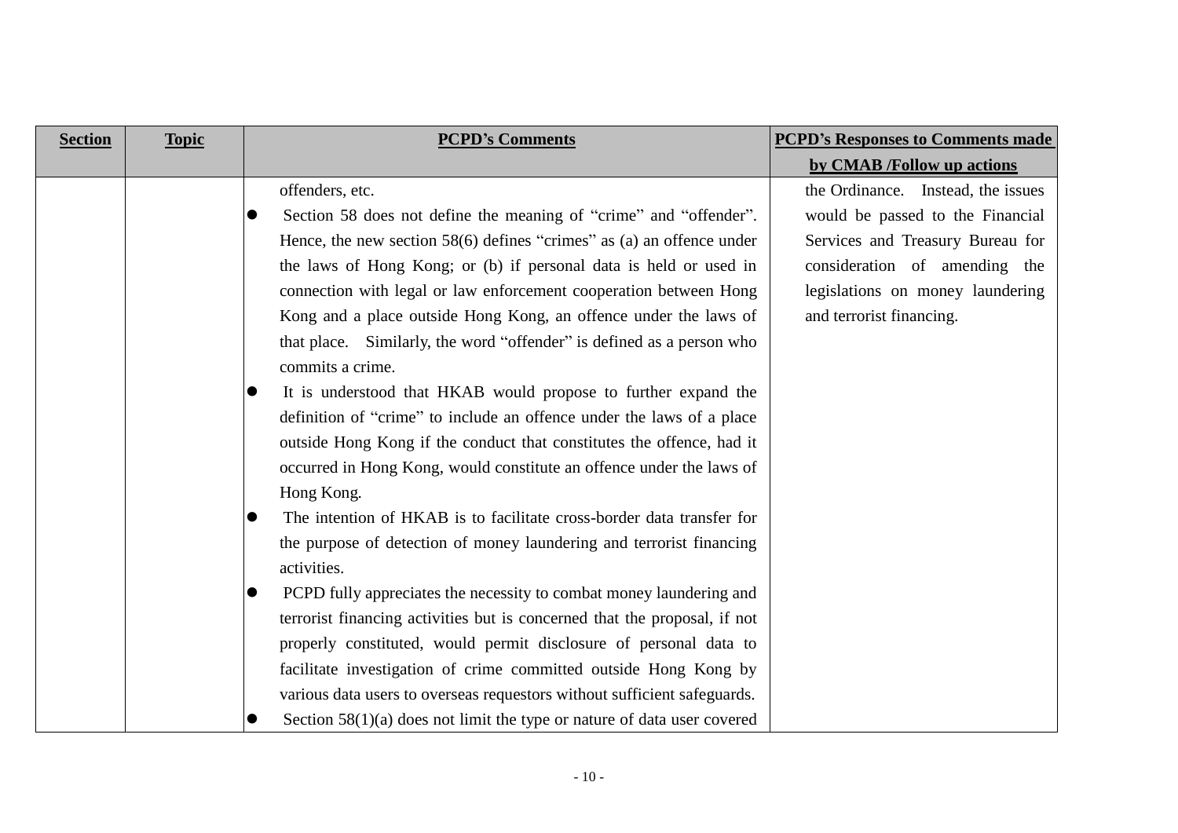| Section | Topic | PCPD's Comments | PCPD's Responses to Comments made by CMAB /Follow up actions |
| --- | --- | --- | --- |
| | | offenders, etc.<br>● Section 58 does not define the meaning of "crime" and "offender". Hence, the new section 58(6) defines "crimes" as (a) an offence under the laws of Hong Kong; or (b) if personal data is held or used in connection with legal or law enforcement cooperation between Hong Kong and a place outside Hong Kong, an offence under the laws of that place. Similarly, the word "offender" is defined as a person who commits a crime.<br>● It is understood that HKAB would propose to further expand the definition of "crime" to include an offence under the laws of a place outside Hong Kong if the conduct that constitutes the offence, had it occurred in Hong Kong, would constitute an offence under the laws of Hong Kong.<br>● The intention of HKAB is to facilitate cross-border data transfer for the purpose of detection of money laundering and terrorist financing activities.<br>● PCPD fully appreciates the necessity to combat money laundering and terrorist financing activities but is concerned that the proposal, if not properly constituted, would permit disclosure of personal data to facilitate investigation of crime committed outside Hong Kong by various data users to overseas requestors without sufficient safeguards.<br>● Section 58(1)(a) does not limit the type or nature of data user covered | the Ordinance. Instead, the issues would be passed to the Financial Services and Treasury Bureau for consideration of amending the legislations on money laundering and terrorist financing. |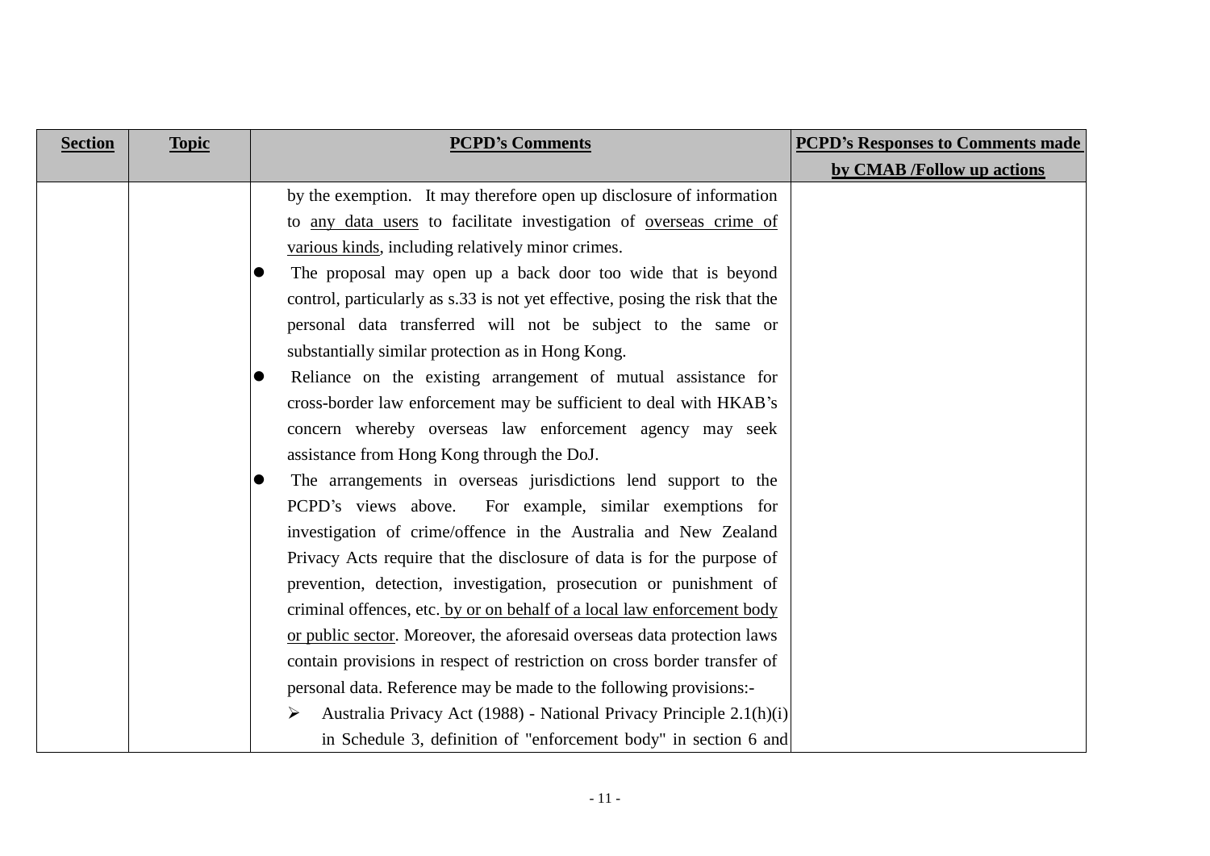| Section | Topic | PCPD's Comments | PCPD's Responses to Comments made by CMAB /Follow up actions |
|---|---|---|---|
| | | by the exemption. It may therefore open up disclosure of information to any data users to facilitate investigation of overseas crime of various kinds, including relatively minor crimes.<br>● The proposal may open up a back door too wide that is beyond control, particularly as s.33 is not yet effective, posing the risk that the personal data transferred will not be subject to the same or substantially similar protection as in Hong Kong.<br>● Reliance on the existing arrangement of mutual assistance for cross-border law enforcement may be sufficient to deal with HKAB's concern whereby overseas law enforcement agency may seek assistance from Hong Kong through the DoJ.<br>● The arrangements in overseas jurisdictions lend support to the PCPD's views above. For example, similar exemptions for investigation of crime/offence in the Australia and New Zealand Privacy Acts require that the disclosure of data is for the purpose of prevention, detection, investigation, prosecution or punishment of criminal offences, etc. by or on behalf of a local law enforcement body or public sector. Moreover, the aforesaid overseas data protection laws contain provisions in respect of restriction on cross border transfer of personal data. Reference may be made to the following provisions:-<br>➢ Australia Privacy Act (1988) - National Privacy Principle 2.1(h)(i) in Schedule 3, definition of "enforcement body" in section 6 and | |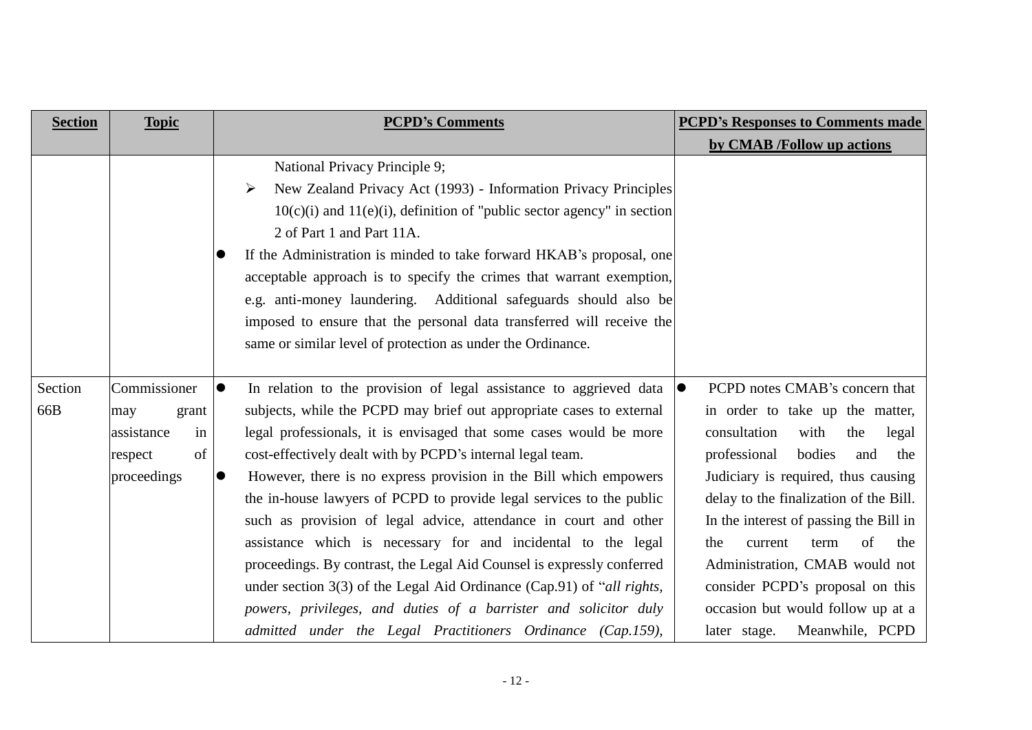| **Section** | **Topic** | **PCPD's Comments** | **PCPD's Responses to Comments made by CMAB /Follow up actions** |
|---|---|---|---|
| | | National Privacy Principle 9;<br>➢ New Zealand Privacy Act (1993) - Information Privacy Principles 10(c)(i) and 11(e)(i), definition of "public sector agency" in section 2 of Part 1 and Part 11A.<br>● If the Administration is minded to take forward HKAB's proposal, one acceptable approach is to specify the crimes that warrant exemption, e.g. anti-money laundering. Additional safeguards should also be imposed to ensure that the personal data transferred will receive the same or similar level of protection as under the Ordinance. | |
| Section 66B | Commissioner may grant assistance in respect of proceedings | ● In relation to the provision of legal assistance to aggrieved data subjects, while the PCPD may brief out appropriate cases to external legal professionals, it is envisaged that some cases would be more cost-effectively dealt with by PCPD's internal legal team.<br>● However, there is no express provision in the Bill which empowers the in-house lawyers of PCPD to provide legal services to the public such as provision of legal advice, attendance in court and other assistance which is necessary for and incidental to the legal proceedings. By contrast, the Legal Aid Counsel is expressly conferred under section 3(3) of the Legal Aid Ordinance (Cap.91) of "*all rights, powers, privileges, and duties of a barrister and solicitor duly admitted under the Legal Practitioners Ordinance (Cap.159),* | ● PCPD notes CMAB's concern that in order to take up the matter, consultation with the legal professional bodies and the Judiciary is required, thus causing delay to the finalization of the Bill. In the interest of passing the Bill in the current term of the Administration, CMAB would not consider PCPD's proposal on this occasion but would follow up at a later stage. Meanwhile, PCPD |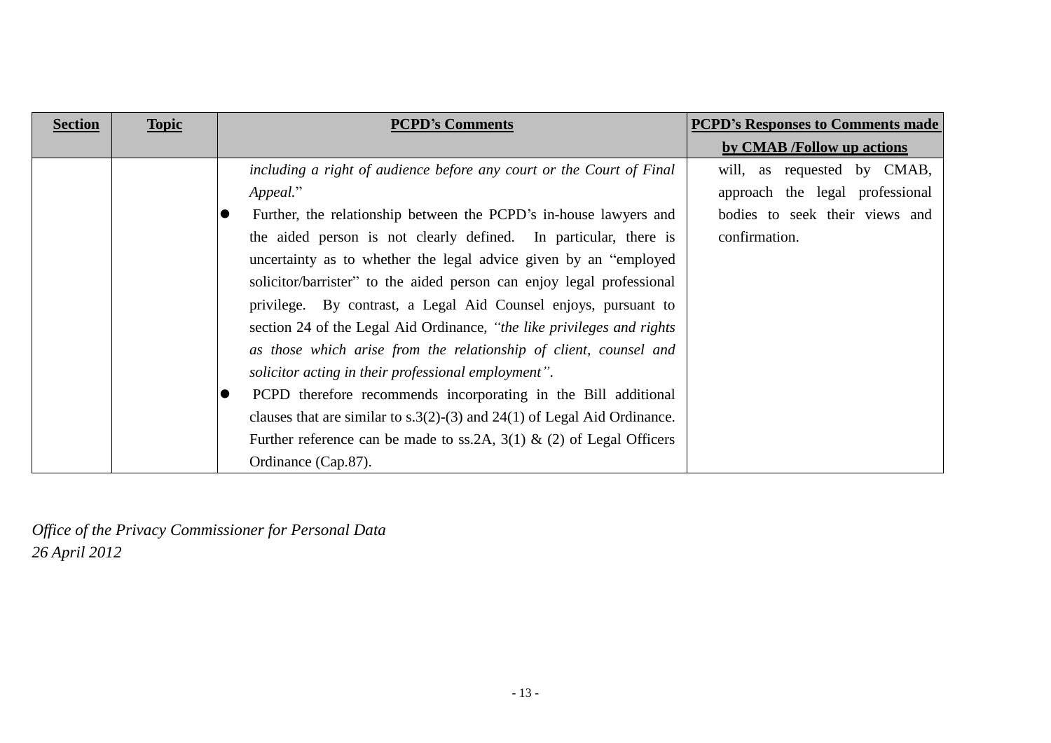| Section | Topic | PCPD's Comments | PCPD's Responses to Comments made by CMAB /Follow up actions |
|---|---|---|---|
| | | *including a right of audience before any court or the Court of Final Appeal.*"<br>● Further, the relationship between the PCPD's in-house lawyers and the aided person is not clearly defined. In particular, there is uncertainty as to whether the legal advice given by an "employed solicitor/barrister" to the aided person can enjoy legal professional privilege. By contrast, a Legal Aid Counsel enjoys, pursuant to section 24 of the Legal Aid Ordinance, *"the like privileges and rights as those which arise from the relationship of client, counsel and solicitor acting in their professional employment"*.<br>● PCPD therefore recommends incorporating in the Bill additional clauses that are similar to s.3(2)-(3) and 24(1) of Legal Aid Ordinance. Further reference can be made to ss.2A, 3(1) & (2) of Legal Officers Ordinance (Cap.87). | will, as requested by CMAB, approach the legal professional bodies to seek their views and confirmation. |

*Office of the Privacy Commissioner for Personal Data*
*26 April 2012*